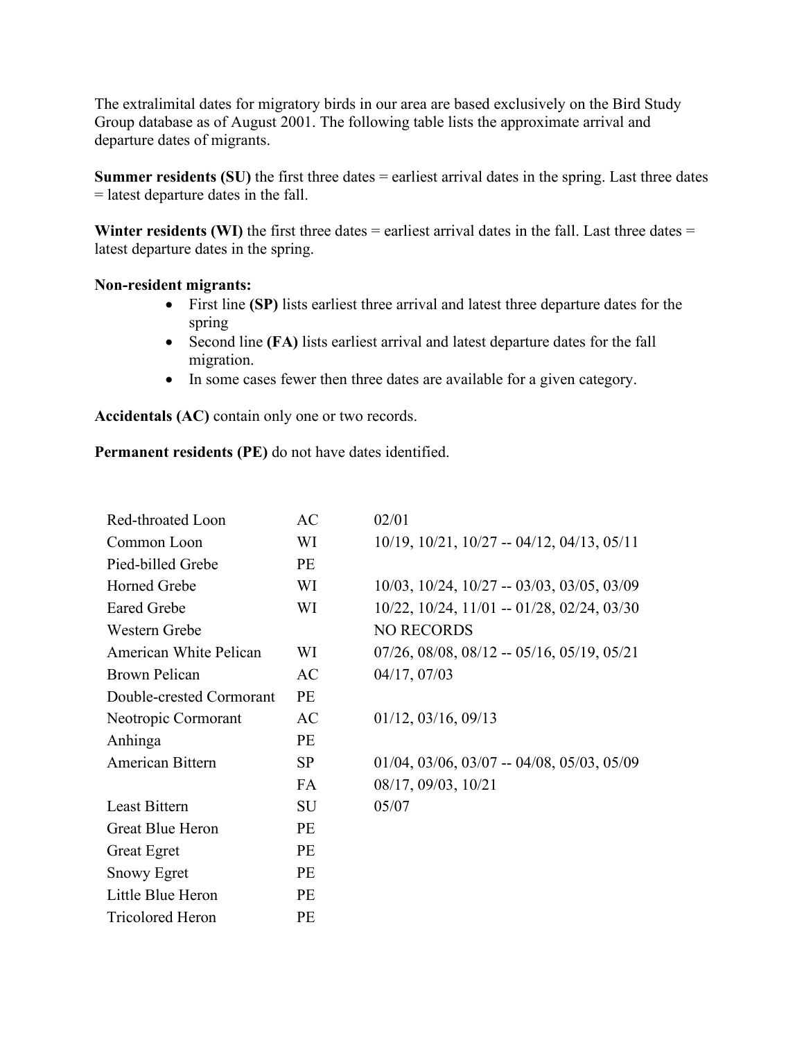The extralimital dates for migratory birds in our area are based exclusively on the Bird Study Group database as of August 2001. The following table lists the approximate arrival and departure dates of migrants.

**Summer residents (SU)** the first three dates = earliest arrival dates in the spring. Last three dates = latest departure dates in the fall.

**Winter residents (WI)** the first three dates = earliest arrival dates in the fall. Last three dates = latest departure dates in the spring.

**Non-resident migrants:**

- First line **(SP)** lists earliest three arrival and latest three departure dates for the spring
- Second line **(FA)** lists earliest arrival and latest departure dates for the fall migration.
- In some cases fewer then three dates are available for a given category.

**Accidentals (AC)** contain only one or two records.

**Permanent residents (PE)** do not have dates identified.

| | | |
|---|---|---|
| Red-throated Loon | AC | 02/01 |
| Common Loon | WI | 10/19, 10/21, 10/27 -- 04/12, 04/13, 05/11 |
| Pied-billed Grebe | PE | |
| Horned Grebe | WI | 10/03, 10/24, 10/27 -- 03/03, 03/05, 03/09 |
| Eared Grebe | WI | 10/22, 10/24, 11/01 -- 01/28, 02/24, 03/30 |
| Western Grebe | | NO RECORDS |
| American White Pelican | WI | 07/26, 08/08, 08/12 -- 05/16, 05/19, 05/21 |
| Brown Pelican | AC | 04/17, 07/03 |
| Double-crested Cormorant | PE | |
| Neotropic Cormorant | AC | 01/12, 03/16, 09/13 |
| Anhinga | PE | |
| American Bittern | SP | 01/04, 03/06, 03/07 -- 04/08, 05/03, 05/09 |
| | FA | 08/17, 09/03, 10/21 |
| Least Bittern | SU | 05/07 |
| Great Blue Heron | PE | |
| Great Egret | PE | |
| Snowy Egret | PE | |
| Little Blue Heron | PE | |
| Tricolored Heron | PE | |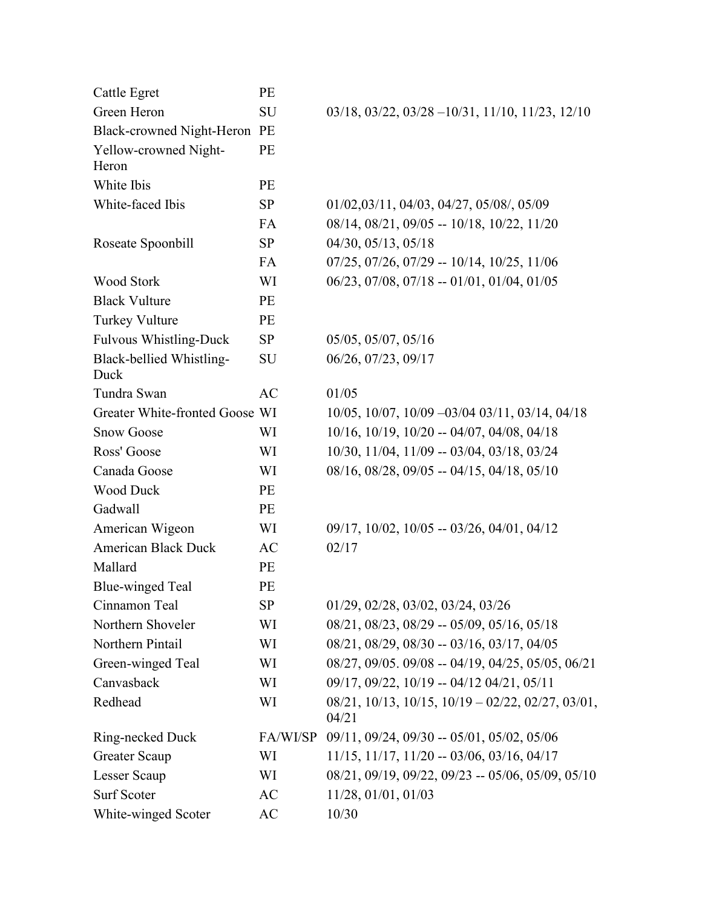| | | |
|---|---|---|
| Cattle Egret | PE | |
| Green Heron | SU | 03/18, 03/22, 03/28 –10/31, 11/10, 11/23, 12/10 |
| Black-crowned Night-Heron | PE | |
| Yellow-crowned Night-Heron | PE | |
| White Ibis | PE | |
| White-faced Ibis | SP | 01/02,03/11, 04/03, 04/27, 05/08/, 05/09 |
| | FA | 08/14, 08/21, 09/05 -- 10/18, 10/22, 11/20 |
| Roseate Spoonbill | SP | 04/30, 05/13, 05/18 |
| | FA | 07/25, 07/26, 07/29 -- 10/14, 10/25, 11/06 |
| Wood Stork | WI | 06/23, 07/08, 07/18 -- 01/01, 01/04, 01/05 |
| Black Vulture | PE | |
| Turkey Vulture | PE | |
| Fulvous Whistling-Duck | SP | 05/05, 05/07, 05/16 |
| Black-bellied Whistling-Duck | SU | 06/26, 07/23, 09/17 |
| Tundra Swan | AC | 01/05 |
| Greater White-fronted Goose | WI | 10/05, 10/07, 10/09 –03/04 03/11, 03/14, 04/18 |
| Snow Goose | WI | 10/16, 10/19, 10/20 -- 04/07, 04/08, 04/18 |
| Ross' Goose | WI | 10/30, 11/04, 11/09 -- 03/04, 03/18, 03/24 |
| Canada Goose | WI | 08/16, 08/28, 09/05 -- 04/15, 04/18, 05/10 |
| Wood Duck | PE | |
| Gadwall | PE | |
| American Wigeon | WI | 09/17, 10/02, 10/05 -- 03/26, 04/01, 04/12 |
| American Black Duck | AC | 02/17 |
| Mallard | PE | |
| Blue-winged Teal | PE | |
| Cinnamon Teal | SP | 01/29, 02/28, 03/02, 03/24, 03/26 |
| Northern Shoveler | WI | 08/21, 08/23, 08/29 -- 05/09, 05/16, 05/18 |
| Northern Pintail | WI | 08/21, 08/29, 08/30 -- 03/16, 03/17, 04/05 |
| Green-winged Teal | WI | 08/27, 09/05. 09/08 -- 04/19, 04/25, 05/05, 06/21 |
| Canvasback | WI | 09/17, 09/22, 10/19 -- 04/12 04/21, 05/11 |
| Redhead | WI | 08/21, 10/13, 10/15, 10/19 – 02/22, 02/27, 03/01, 04/21 |
| Ring-necked Duck | FA/WI/SP | 09/11, 09/24, 09/30 -- 05/01, 05/02, 05/06 |
| Greater Scaup | WI | 11/15, 11/17, 11/20 -- 03/06, 03/16, 04/17 |
| Lesser Scaup | WI | 08/21, 09/19, 09/22, 09/23 -- 05/06, 05/09, 05/10 |
| Surf Scoter | AC | 11/28, 01/01, 01/03 |
| White-winged Scoter | AC | 10/30 |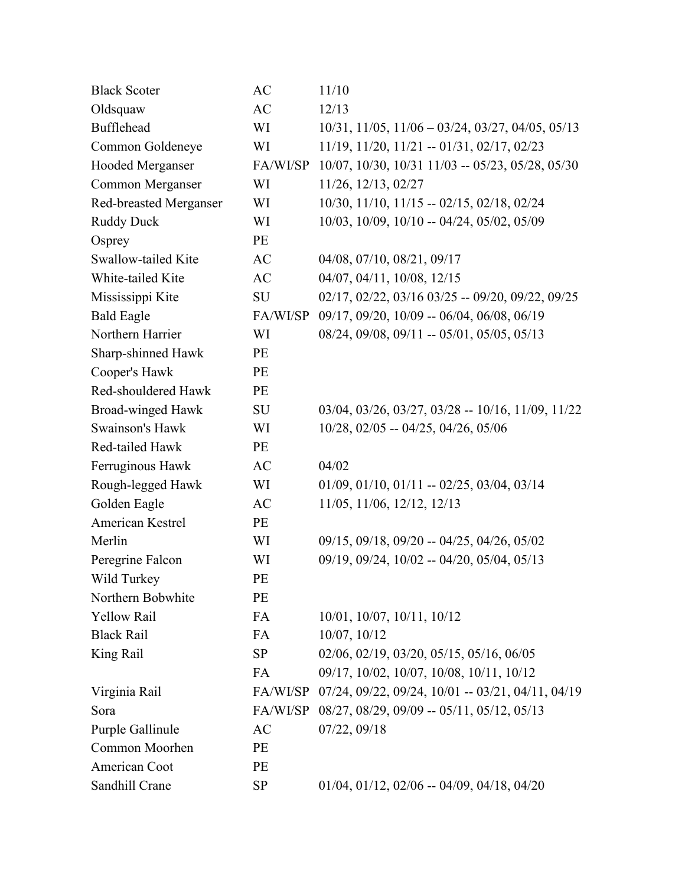| | | |
|---|---|---|
| Black Scoter | AC | 11/10 |
| Oldsquaw | AC | 12/13 |
| Bufflehead | WI | 10/31, 11/05, 11/06 – 03/24, 03/27, 04/05, 05/13 |
| Common Goldeneye | WI | 11/19, 11/20, 11/21 -- 01/31, 02/17, 02/23 |
| Hooded Merganser | FA/WI/SP | 10/07, 10/30, 10/31 11/03 -- 05/23, 05/28, 05/30 |
| Common Merganser | WI | 11/26, 12/13, 02/27 |
| Red-breasted Merganser | WI | 10/30, 11/10, 11/15 -- 02/15, 02/18, 02/24 |
| Ruddy Duck | WI | 10/03, 10/09, 10/10 -- 04/24, 05/02, 05/09 |
| Osprey | PE | |
| Swallow-tailed Kite | AC | 04/08, 07/10, 08/21, 09/17 |
| White-tailed Kite | AC | 04/07, 04/11, 10/08, 12/15 |
| Mississippi Kite | SU | 02/17, 02/22, 03/16 03/25 -- 09/20, 09/22, 09/25 |
| Bald Eagle | FA/WI/SP | 09/17, 09/20, 10/09 -- 06/04, 06/08, 06/19 |
| Northern Harrier | WI | 08/24, 09/08, 09/11 -- 05/01, 05/05, 05/13 |
| Sharp-shinned Hawk | PE | |
| Cooper's Hawk | PE | |
| Red-shouldered Hawk | PE | |
| Broad-winged Hawk | SU | 03/04, 03/26, 03/27, 03/28 -- 10/16, 11/09, 11/22 |
| Swainson's Hawk | WI | 10/28, 02/05 -- 04/25, 04/26, 05/06 |
| Red-tailed Hawk | PE | |
| Ferruginous Hawk | AC | 04/02 |
| Rough-legged Hawk | WI | 01/09, 01/10, 01/11 -- 02/25, 03/04, 03/14 |
| Golden Eagle | AC | 11/05, 11/06, 12/12, 12/13 |
| American Kestrel | PE | |
| Merlin | WI | 09/15, 09/18, 09/20 -- 04/25, 04/26, 05/02 |
| Peregrine Falcon | WI | 09/19, 09/24, 10/02 -- 04/20, 05/04, 05/13 |
| Wild Turkey | PE | |
| Northern Bobwhite | PE | |
| Yellow Rail | FA | 10/01, 10/07, 10/11, 10/12 |
| Black Rail | FA | 10/07, 10/12 |
| King Rail | SP | 02/06, 02/19, 03/20, 05/15, 05/16, 06/05 |
| | FA | 09/17, 10/02, 10/07, 10/08, 10/11, 10/12 |
| Virginia Rail | FA/WI/SP | 07/24, 09/22, 09/24, 10/01 -- 03/21, 04/11, 04/19 |
| Sora | FA/WI/SP | 08/27, 08/29, 09/09 -- 05/11, 05/12, 05/13 |
| Purple Gallinule | AC | 07/22, 09/18 |
| Common Moorhen | PE | |
| American Coot | PE | |
| Sandhill Crane | SP | 01/04, 01/12, 02/06 -- 04/09, 04/18, 04/20 |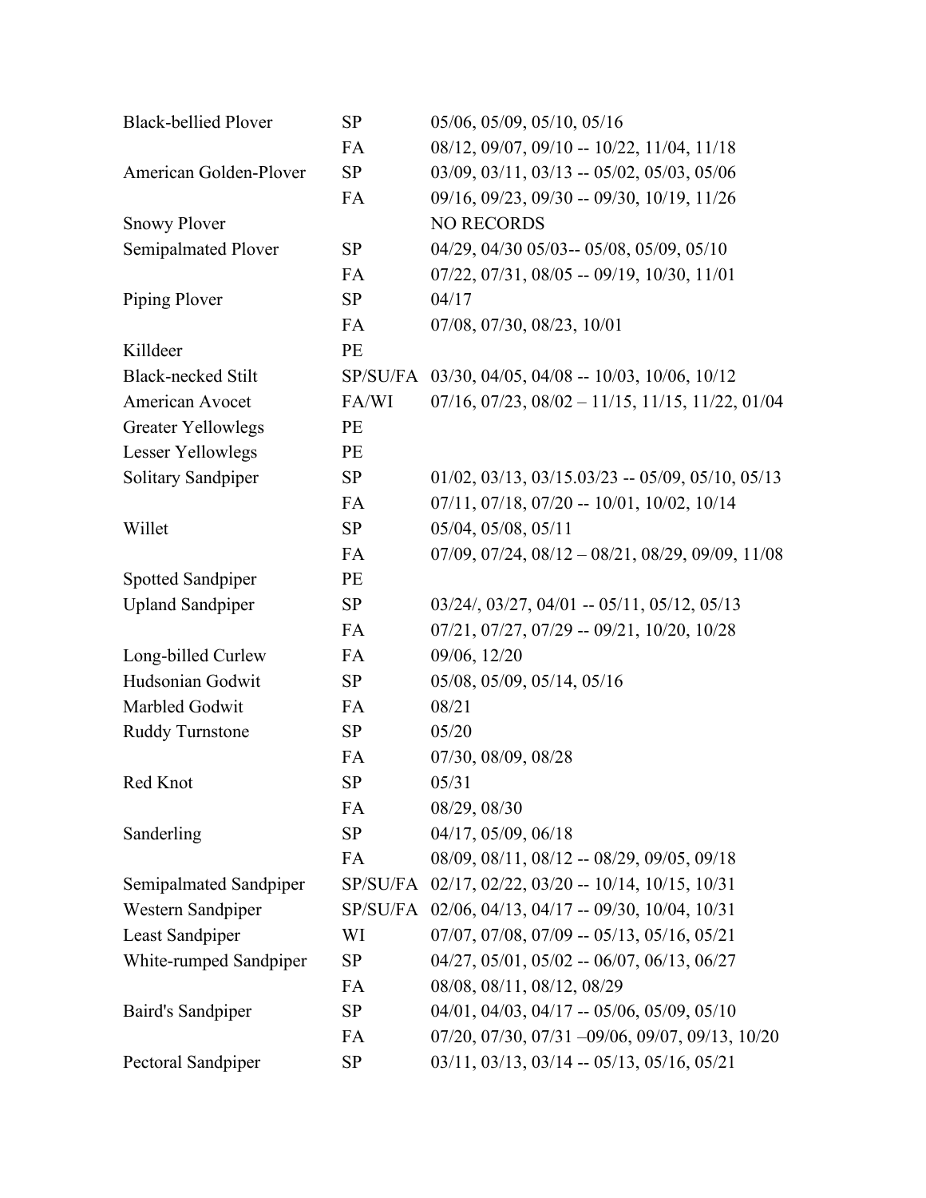| | | |
|---|---|---|
| Black-bellied Plover | SP | 05/06, 05/09, 05/10, 05/16 |
| | FA | 08/12, 09/07, 09/10 -- 10/22, 11/04, 11/18 |
| American Golden-Plover | SP | 03/09, 03/11, 03/13 -- 05/02, 05/03, 05/06 |
| | FA | 09/16, 09/23, 09/30 -- 09/30, 10/19, 11/26 |
| Snowy Plover | | NO RECORDS |
| Semipalmated Plover | SP | 04/29, 04/30 05/03-- 05/08, 05/09, 05/10 |
| | FA | 07/22, 07/31, 08/05 -- 09/19, 10/30, 11/01 |
| Piping Plover | SP | 04/17 |
| | FA | 07/08, 07/30, 08/23, 10/01 |
| Killdeer | PE | |
| Black-necked Stilt | SP/SU/FA | 03/30, 04/05, 04/08 -- 10/03, 10/06, 10/12 |
| American Avocet | FA/WI | 07/16, 07/23, 08/02 – 11/15, 11/15, 11/22, 01/04 |
| Greater Yellowlegs | PE | |
| Lesser Yellowlegs | PE | |
| Solitary Sandpiper | SP | 01/02, 03/13, 03/15.03/23 -- 05/09, 05/10, 05/13 |
| | FA | 07/11, 07/18, 07/20 -- 10/01, 10/02, 10/14 |
| Willet | SP | 05/04, 05/08, 05/11 |
| | FA | 07/09, 07/24, 08/12 – 08/21, 08/29, 09/09, 11/08 |
| Spotted Sandpiper | PE | |
| Upland Sandpiper | SP | 03/24/, 03/27, 04/01 -- 05/11, 05/12, 05/13 |
| | FA | 07/21, 07/27, 07/29 -- 09/21, 10/20, 10/28 |
| Long-billed Curlew | FA | 09/06, 12/20 |
| Hudsonian Godwit | SP | 05/08, 05/09, 05/14, 05/16 |
| Marbled Godwit | FA | 08/21 |
| Ruddy Turnstone | SP | 05/20 |
| | FA | 07/30, 08/09, 08/28 |
| Red Knot | SP | 05/31 |
| | FA | 08/29, 08/30 |
| Sanderling | SP | 04/17, 05/09, 06/18 |
| | FA | 08/09, 08/11, 08/12 -- 08/29, 09/05, 09/18 |
| Semipalmated Sandpiper | SP/SU/FA | 02/17, 02/22, 03/20 -- 10/14, 10/15, 10/31 |
| Western Sandpiper | SP/SU/FA | 02/06, 04/13, 04/17 -- 09/30, 10/04, 10/31 |
| Least Sandpiper | WI | 07/07, 07/08, 07/09 -- 05/13, 05/16, 05/21 |
| White-rumped Sandpiper | SP | 04/27, 05/01, 05/02 -- 06/07, 06/13, 06/27 |
| | FA | 08/08, 08/11, 08/12, 08/29 |
| Baird's Sandpiper | SP | 04/01, 04/03, 04/17 -- 05/06, 05/09, 05/10 |
| | FA | 07/20, 07/30, 07/31 –09/06, 09/07, 09/13, 10/20 |
| Pectoral Sandpiper | SP | 03/11, 03/13, 03/14 -- 05/13, 05/16, 05/21 |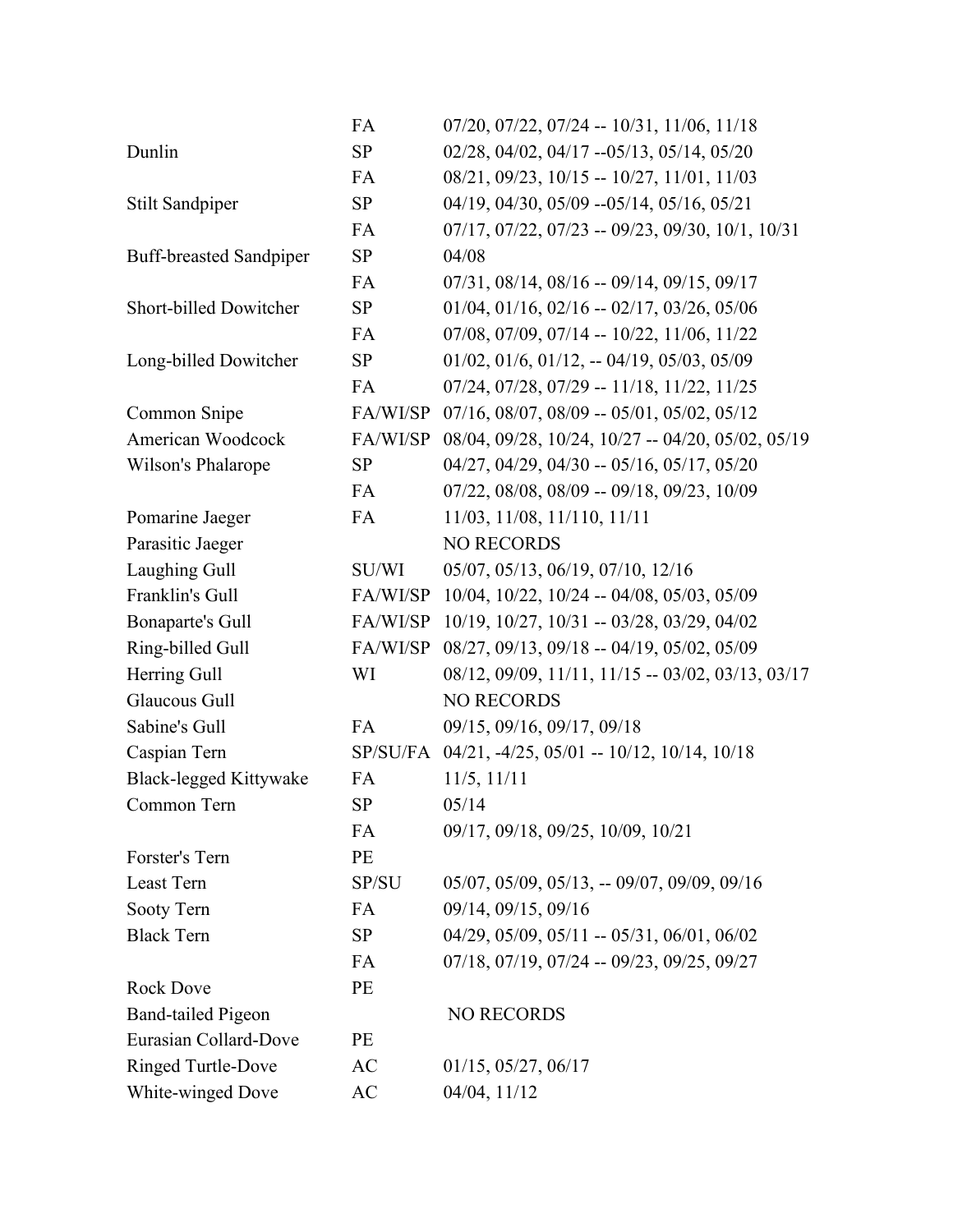| | | |
|---|---|---|
| | FA | 07/20, 07/22, 07/24 -- 10/31, 11/06, 11/18 |
| Dunlin | SP | 02/28, 04/02, 04/17 --05/13, 05/14, 05/20 |
| | FA | 08/21, 09/23, 10/15 -- 10/27, 11/01, 11/03 |
| Stilt Sandpiper | SP | 04/19, 04/30, 05/09 --05/14, 05/16, 05/21 |
| | FA | 07/17, 07/22, 07/23 -- 09/23, 09/30, 10/1, 10/31 |
| Buff-breasted Sandpiper | SP | 04/08 |
| | FA | 07/31, 08/14, 08/16 -- 09/14, 09/15, 09/17 |
| Short-billed Dowitcher | SP | 01/04, 01/16, 02/16 -- 02/17, 03/26, 05/06 |
| | FA | 07/08, 07/09, 07/14 -- 10/22, 11/06, 11/22 |
| Long-billed Dowitcher | SP | 01/02, 01/6, 01/12, -- 04/19, 05/03, 05/09 |
| | FA | 07/24, 07/28, 07/29 -- 11/18, 11/22, 11/25 |
| Common Snipe | FA/WI/SP | 07/16, 08/07, 08/09 -- 05/01, 05/02, 05/12 |
| American Woodcock | FA/WI/SP | 08/04, 09/28, 10/24, 10/27 -- 04/20, 05/02, 05/19 |
| Wilson's Phalarope | SP | 04/27, 04/29, 04/30 -- 05/16, 05/17, 05/20 |
| | FA | 07/22, 08/08, 08/09 -- 09/18, 09/23, 10/09 |
| Pomarine Jaeger | FA | 11/03, 11/08, 11/110, 11/11 |
| Parasitic Jaeger | | NO RECORDS |
| Laughing Gull | SU/WI | 05/07, 05/13, 06/19, 07/10, 12/16 |
| Franklin's Gull | FA/WI/SP | 10/04, 10/22, 10/24 -- 04/08, 05/03, 05/09 |
| Bonaparte's Gull | FA/WI/SP | 10/19, 10/27, 10/31 -- 03/28, 03/29, 04/02 |
| Ring-billed Gull | FA/WI/SP | 08/27, 09/13, 09/18 -- 04/19, 05/02, 05/09 |
| Herring Gull | WI | 08/12, 09/09, 11/11, 11/15 -- 03/02, 03/13, 03/17 |
| Glaucous Gull | | NO RECORDS |
| Sabine's Gull | FA | 09/15, 09/16, 09/17, 09/18 |
| Caspian Tern | SP/SU/FA | 04/21, -4/25, 05/01 -- 10/12, 10/14, 10/18 |
| Black-legged Kittywake | FA | 11/5, 11/11 |
| Common Tern | SP | 05/14 |
| | FA | 09/17, 09/18, 09/25, 10/09, 10/21 |
| Forster's Tern | PE | |
| Least Tern | SP/SU | 05/07, 05/09, 05/13, -- 09/07, 09/09, 09/16 |
| Sooty Tern | FA | 09/14, 09/15, 09/16 |
| Black Tern | SP | 04/29, 05/09, 05/11 -- 05/31, 06/01, 06/02 |
| | FA | 07/18, 07/19, 07/24 -- 09/23, 09/25, 09/27 |
| Rock Dove | PE | |
| Band-tailed Pigeon | | NO RECORDS |
| Eurasian Collard-Dove | PE | |
| Ringed Turtle-Dove | AC | 01/15, 05/27, 06/17 |
| White-winged Dove | AC | 04/04, 11/12 |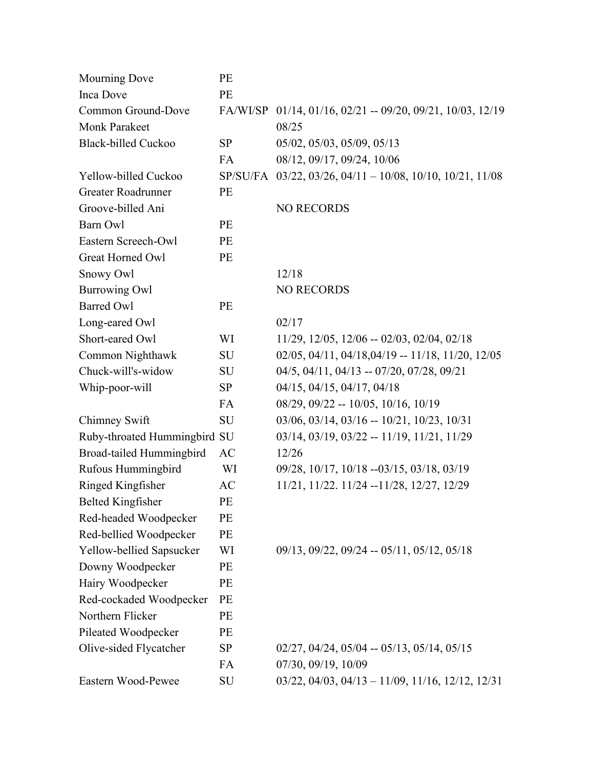| | | |
|---|---|---|
| Mourning Dove | PE | |
| Inca Dove | PE | |
| Common Ground-Dove | FA/WI/SP | 01/14, 01/16, 02/21 -- 09/20, 09/21, 10/03, 12/19 |
| Monk Parakeet | | 08/25 |
| Black-billed Cuckoo | SP | 05/02, 05/03, 05/09, 05/13 |
| | FA | 08/12, 09/17, 09/24, 10/06 |
| Yellow-billed Cuckoo | SP/SU/FA | 03/22, 03/26, 04/11 – 10/08, 10/10, 10/21, 11/08 |
| Greater Roadrunner | PE | |
| Groove-billed Ani | | NO RECORDS |
| Barn Owl | PE | |
| Eastern Screech-Owl | PE | |
| Great Horned Owl | PE | |
| Snowy Owl | | 12/18 |
| Burrowing Owl | | NO RECORDS |
| Barred Owl | PE | |
| Long-eared Owl | | 02/17 |
| Short-eared Owl | WI | 11/29, 12/05, 12/06 -- 02/03, 02/04, 02/18 |
| Common Nighthawk | SU | 02/05, 04/11, 04/18,04/19 -- 11/18, 11/20, 12/05 |
| Chuck-will's-widow | SU | 04/5, 04/11, 04/13 -- 07/20, 07/28, 09/21 |
| Whip-poor-will | SP | 04/15, 04/15, 04/17, 04/18 |
| | FA | 08/29, 09/22 -- 10/05, 10/16, 10/19 |
| Chimney Swift | SU | 03/06, 03/14, 03/16 -- 10/21, 10/23, 10/31 |
| Ruby-throated Hummingbird | SU | 03/14, 03/19, 03/22 -- 11/19, 11/21, 11/29 |
| Broad-tailed Hummingbird | AC | 12/26 |
| Rufous Hummingbird | WI | 09/28, 10/17, 10/18 --03/15, 03/18, 03/19 |
| Ringed Kingfisher | AC | 11/21, 11/22. 11/24 --11/28, 12/27, 12/29 |
| Belted Kingfisher | PE | |
| Red-headed Woodpecker | PE | |
| Red-bellied Woodpecker | PE | |
| Yellow-bellied Sapsucker | WI | 09/13, 09/22, 09/24 -- 05/11, 05/12, 05/18 |
| Downy Woodpecker | PE | |
| Hairy Woodpecker | PE | |
| Red-cockaded Woodpecker | PE | |
| Northern Flicker | PE | |
| Pileated Woodpecker | PE | |
| Olive-sided Flycatcher | SP | 02/27, 04/24, 05/04 -- 05/13, 05/14, 05/15 |
| | FA | 07/30, 09/19, 10/09 |
| Eastern Wood-Pewee | SU | 03/22, 04/03, 04/13 – 11/09, 11/16, 12/12, 12/31 |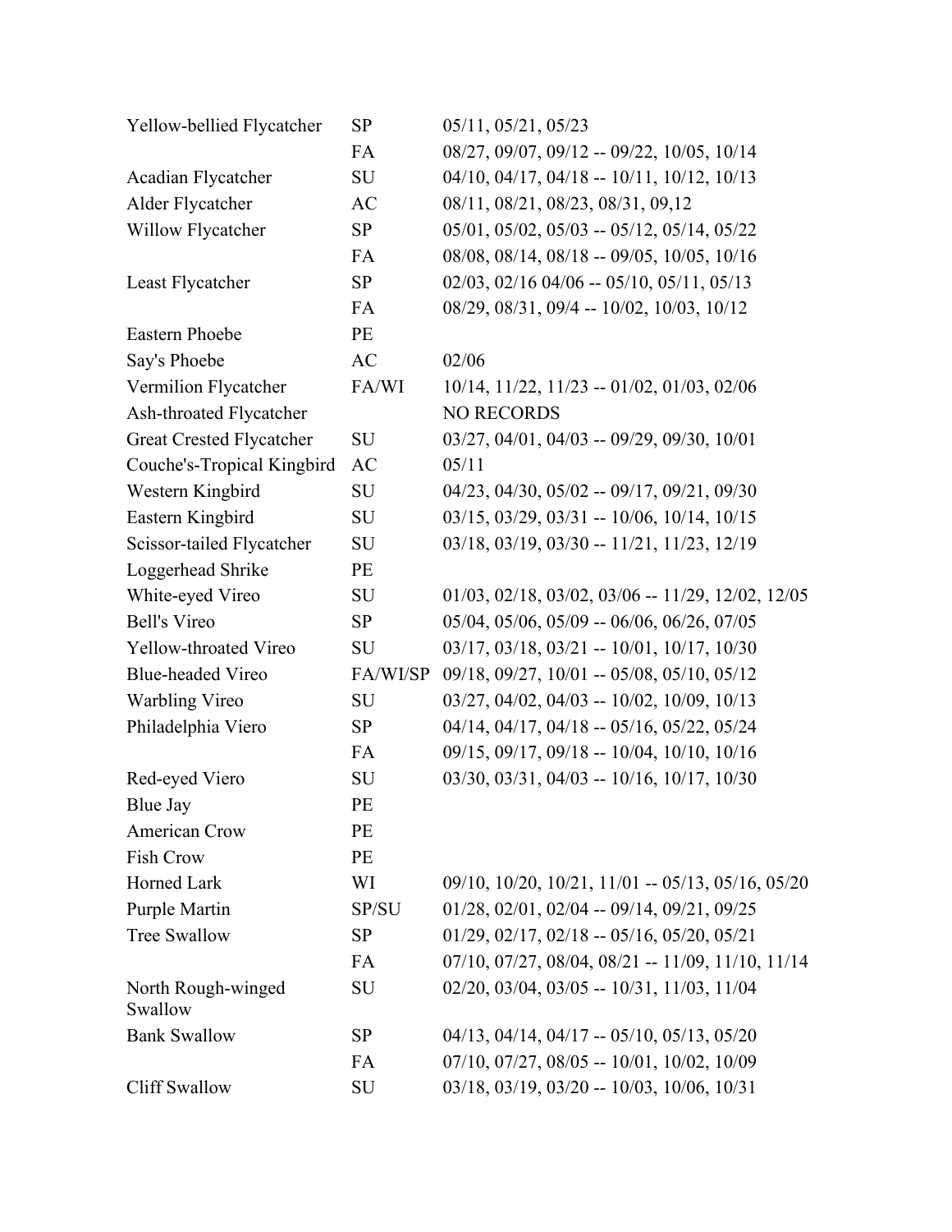| | | |
|---|---|---|
| Yellow-bellied Flycatcher | SP | 05/11, 05/21, 05/23 |
| | FA | 08/27, 09/07, 09/12 -- 09/22, 10/05, 10/14 |
| Acadian Flycatcher | SU | 04/10, 04/17, 04/18 -- 10/11, 10/12, 10/13 |
| Alder Flycatcher | AC | 08/11, 08/21, 08/23, 08/31, 09,12 |
| Willow Flycatcher | SP | 05/01, 05/02, 05/03 -- 05/12, 05/14, 05/22 |
| | FA | 08/08, 08/14, 08/18 -- 09/05, 10/05, 10/16 |
| Least Flycatcher | SP | 02/03, 02/16 04/06 -- 05/10, 05/11, 05/13 |
| | FA | 08/29, 08/31, 09/4 -- 10/02, 10/03, 10/12 |
| Eastern Phoebe | PE | |
| Say's Phoebe | AC | 02/06 |
| Vermilion Flycatcher | FA/WI | 10/14, 11/22, 11/23 -- 01/02, 01/03, 02/06 |
| Ash-throated Flycatcher | | NO RECORDS |
| Great Crested Flycatcher | SU | 03/27, 04/01, 04/03 -- 09/29, 09/30, 10/01 |
| Couche's-Tropical Kingbird | AC | 05/11 |
| Western Kingbird | SU | 04/23, 04/30, 05/02 -- 09/17, 09/21, 09/30 |
| Eastern Kingbird | SU | 03/15, 03/29, 03/31 -- 10/06, 10/14, 10/15 |
| Scissor-tailed Flycatcher | SU | 03/18, 03/19, 03/30 -- 11/21, 11/23, 12/19 |
| Loggerhead Shrike | PE | |
| White-eyed Vireo | SU | 01/03, 02/18, 03/02, 03/06 -- 11/29, 12/02, 12/05 |
| Bell's Vireo | SP | 05/04, 05/06, 05/09 -- 06/06, 06/26, 07/05 |
| Yellow-throated Vireo | SU | 03/17, 03/18, 03/21 -- 10/01, 10/17, 10/30 |
| Blue-headed Vireo | FA/WI/SP | 09/18, 09/27, 10/01 -- 05/08, 05/10, 05/12 |
| Warbling Vireo | SU | 03/27, 04/02, 04/03 -- 10/02, 10/09, 10/13 |
| Philadelphia Viero | SP | 04/14, 04/17, 04/18 -- 05/16, 05/22, 05/24 |
| | FA | 09/15, 09/17, 09/18 -- 10/04, 10/10, 10/16 |
| Red-eyed Viero | SU | 03/30, 03/31, 04/03 -- 10/16, 10/17, 10/30 |
| Blue Jay | PE | |
| American Crow | PE | |
| Fish Crow | PE | |
| Horned Lark | WI | 09/10, 10/20, 10/21, 11/01 -- 05/13, 05/16, 05/20 |
| Purple Martin | SP/SU | 01/28, 02/01, 02/04 -- 09/14, 09/21, 09/25 |
| Tree Swallow | SP | 01/29, 02/17, 02/18 -- 05/16, 05/20, 05/21 |
| | FA | 07/10, 07/27, 08/04, 08/21 -- 11/09, 11/10, 11/14 |
| North Rough-winged Swallow | SU | 02/20, 03/04, 03/05 -- 10/31, 11/03, 11/04 |
| Bank Swallow | SP | 04/13, 04/14, 04/17 -- 05/10, 05/13, 05/20 |
| | FA | 07/10, 07/27, 08/05 -- 10/01, 10/02, 10/09 |
| Cliff Swallow | SU | 03/18, 03/19, 03/20 -- 10/03, 10/06, 10/31 |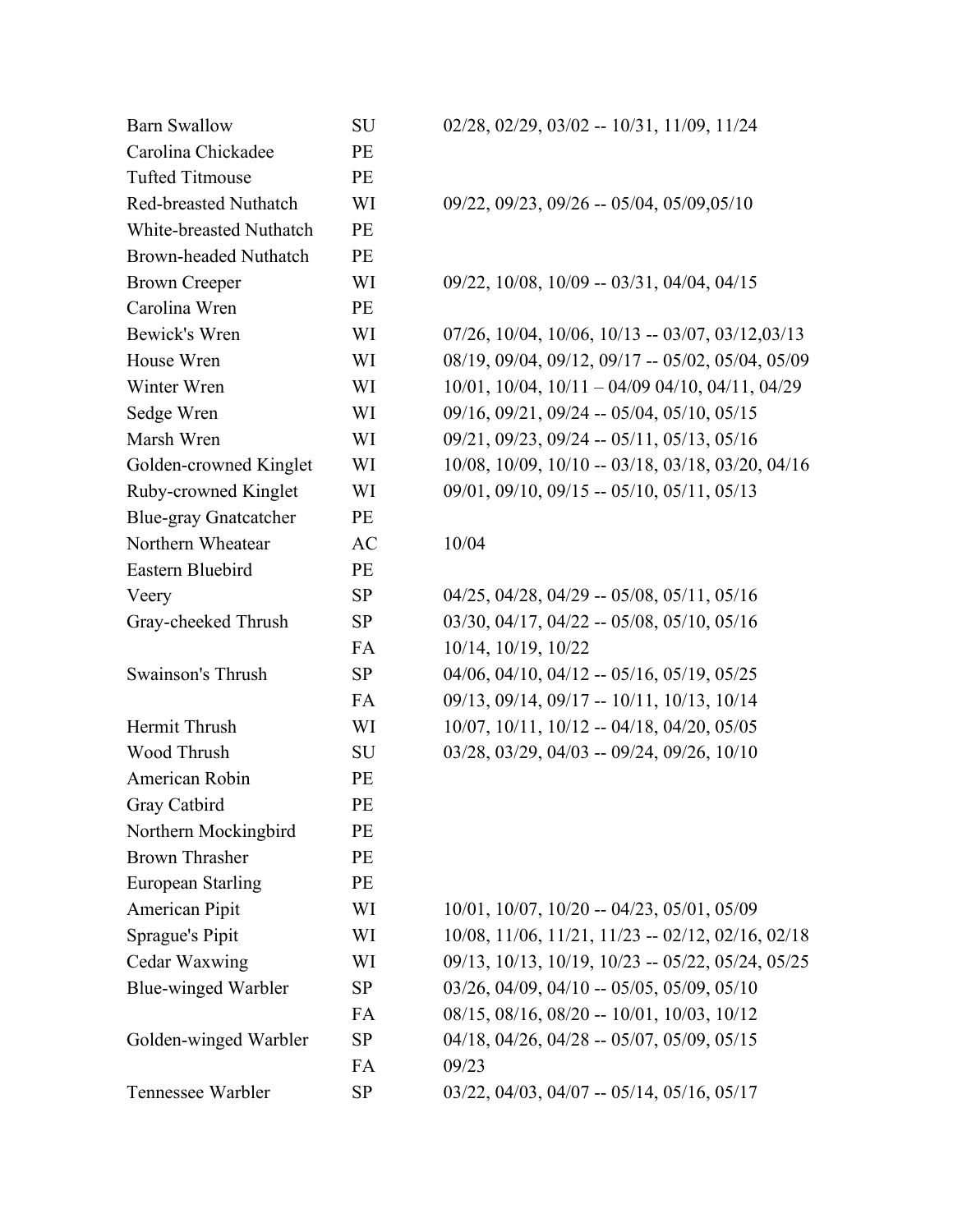| | | |
|---|---|---|
| Barn Swallow | SU | 02/28, 02/29, 03/02 -- 10/31, 11/09, 11/24 |
| Carolina Chickadee | PE | |
| Tufted Titmouse | PE | |
| Red-breasted Nuthatch | WI | 09/22, 09/23, 09/26 -- 05/04, 05/09,05/10 |
| White-breasted Nuthatch | PE | |
| Brown-headed Nuthatch | PE | |
| Brown Creeper | WI | 09/22, 10/08, 10/09 -- 03/31, 04/04, 04/15 |
| Carolina Wren | PE | |
| Bewick's Wren | WI | 07/26, 10/04, 10/06, 10/13 -- 03/07, 03/12,03/13 |
| House Wren | WI | 08/19, 09/04, 09/12, 09/17 -- 05/02, 05/04, 05/09 |
| Winter Wren | WI | 10/01, 10/04, 10/11 – 04/09 04/10, 04/11, 04/29 |
| Sedge Wren | WI | 09/16, 09/21, 09/24 -- 05/04, 05/10, 05/15 |
| Marsh Wren | WI | 09/21, 09/23, 09/24 -- 05/11, 05/13, 05/16 |
| Golden-crowned Kinglet | WI | 10/08, 10/09, 10/10 -- 03/18, 03/18, 03/20, 04/16 |
| Ruby-crowned Kinglet | WI | 09/01, 09/10, 09/15 -- 05/10, 05/11, 05/13 |
| Blue-gray Gnatcatcher | PE | |
| Northern Wheatear | AC | 10/04 |
| Eastern Bluebird | PE | |
| Veery | SP | 04/25, 04/28, 04/29 -- 05/08, 05/11, 05/16 |
| Gray-cheeked Thrush | SP | 03/30, 04/17, 04/22 -- 05/08, 05/10, 05/16 |
| | FA | 10/14, 10/19, 10/22 |
| Swainson's Thrush | SP | 04/06, 04/10, 04/12 -- 05/16, 05/19, 05/25 |
| | FA | 09/13, 09/14, 09/17 -- 10/11, 10/13, 10/14 |
| Hermit Thrush | WI | 10/07, 10/11, 10/12 -- 04/18, 04/20, 05/05 |
| Wood Thrush | SU | 03/28, 03/29, 04/03 -- 09/24, 09/26, 10/10 |
| American Robin | PE | |
| Gray Catbird | PE | |
| Northern Mockingbird | PE | |
| Brown Thrasher | PE | |
| European Starling | PE | |
| American Pipit | WI | 10/01, 10/07, 10/20 -- 04/23, 05/01, 05/09 |
| Sprague's Pipit | WI | 10/08, 11/06, 11/21, 11/23 -- 02/12, 02/16, 02/18 |
| Cedar Waxwing | WI | 09/13, 10/13, 10/19, 10/23 -- 05/22, 05/24, 05/25 |
| Blue-winged Warbler | SP | 03/26, 04/09, 04/10 -- 05/05, 05/09, 05/10 |
| | FA | 08/15, 08/16, 08/20 -- 10/01, 10/03, 10/12 |
| Golden-winged Warbler | SP | 04/18, 04/26, 04/28 -- 05/07, 05/09, 05/15 |
| | FA | 09/23 |
| Tennessee Warbler | SP | 03/22, 04/03, 04/07 -- 05/14, 05/16, 05/17 |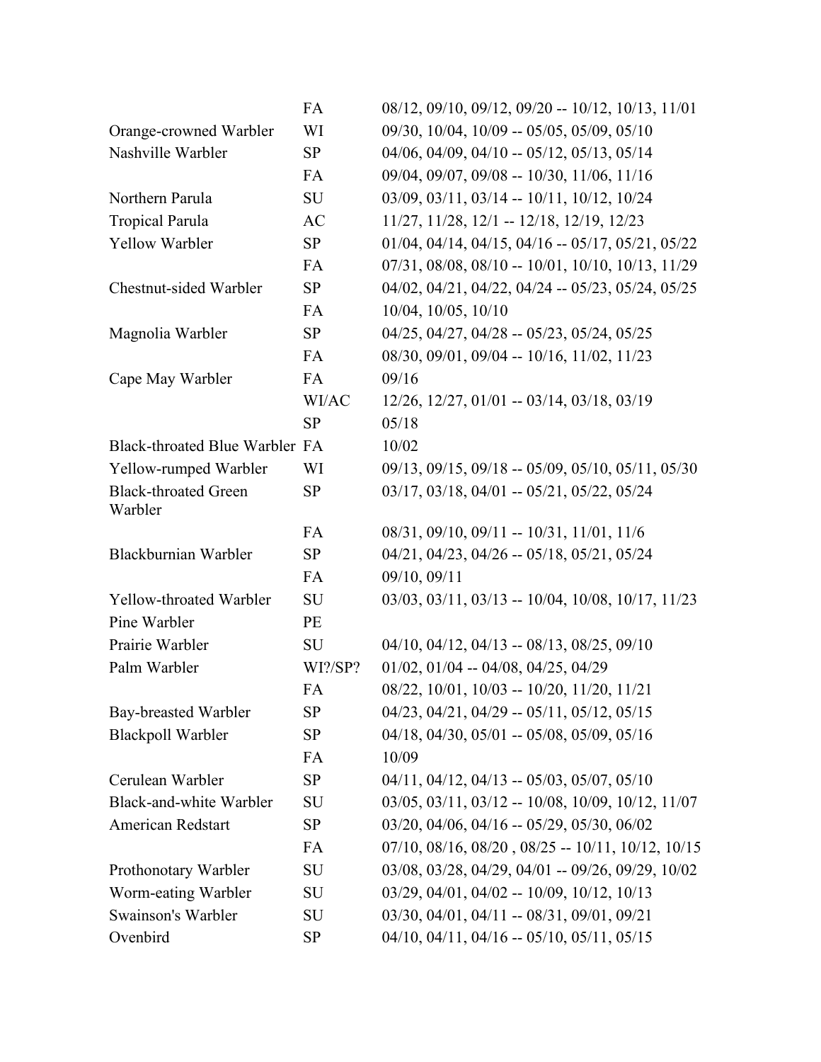| | | |
|---|---|---|
| | FA | 08/12, 09/10, 09/12, 09/20 -- 10/12, 10/13, 11/01 |
| Orange-crowned Warbler | WI | 09/30, 10/04, 10/09 -- 05/05, 05/09, 05/10 |
| Nashville Warbler | SP | 04/06, 04/09, 04/10 -- 05/12, 05/13, 05/14 |
| | FA | 09/04, 09/07, 09/08 -- 10/30, 11/06, 11/16 |
| Northern Parula | SU | 03/09, 03/11, 03/14 -- 10/11, 10/12, 10/24 |
| Tropical Parula | AC | 11/27, 11/28, 12/1 -- 12/18, 12/19, 12/23 |
| Yellow Warbler | SP | 01/04, 04/14, 04/15, 04/16 -- 05/17, 05/21, 05/22 |
| | FA | 07/31, 08/08, 08/10 -- 10/01, 10/10, 10/13, 11/29 |
| Chestnut-sided Warbler | SP | 04/02, 04/21, 04/22, 04/24 -- 05/23, 05/24, 05/25 |
| | FA | 10/04, 10/05, 10/10 |
| Magnolia Warbler | SP | 04/25, 04/27, 04/28 -- 05/23, 05/24, 05/25 |
| | FA | 08/30, 09/01, 09/04 -- 10/16, 11/02, 11/23 |
| Cape May Warbler | FA | 09/16 |
| | WI/AC | 12/26, 12/27, 01/01 -- 03/14, 03/18, 03/19 |
| | SP | 05/18 |
| Black-throated Blue Warbler | FA | 10/02 |
| Yellow-rumped Warbler | WI | 09/13, 09/15, 09/18 -- 05/09, 05/10, 05/11, 05/30 |
| Black-throated Green Warbler | SP | 03/17, 03/18, 04/01 -- 05/21, 05/22, 05/24 |
| | FA | 08/31, 09/10, 09/11 -- 10/31, 11/01, 11/6 |
| Blackburnian Warbler | SP | 04/21, 04/23, 04/26 -- 05/18, 05/21, 05/24 |
| | FA | 09/10, 09/11 |
| Yellow-throated Warbler | SU | 03/03, 03/11, 03/13 -- 10/04, 10/08, 10/17, 11/23 |
| Pine Warbler | PE | |
| Prairie Warbler | SU | 04/10, 04/12, 04/13 -- 08/13, 08/25, 09/10 |
| Palm Warbler | WI?/SP? | 01/02, 01/04 -- 04/08, 04/25, 04/29 |
| | FA | 08/22, 10/01, 10/03 -- 10/20, 11/20, 11/21 |
| Bay-breasted Warbler | SP | 04/23, 04/21, 04/29 -- 05/11, 05/12, 05/15 |
| Blackpoll Warbler | SP | 04/18, 04/30, 05/01 -- 05/08, 05/09, 05/16 |
| | FA | 10/09 |
| Cerulean Warbler | SP | 04/11, 04/12, 04/13 -- 05/03, 05/07, 05/10 |
| Black-and-white Warbler | SU | 03/05, 03/11, 03/12 -- 10/08, 10/09, 10/12, 11/07 |
| American Redstart | SP | 03/20, 04/06, 04/16 -- 05/29, 05/30, 06/02 |
| | FA | 07/10, 08/16, 08/20 , 08/25 -- 10/11, 10/12, 10/15 |
| Prothonotary Warbler | SU | 03/08, 03/28, 04/29, 04/01 -- 09/26, 09/29, 10/02 |
| Worm-eating Warbler | SU | 03/29, 04/01, 04/02 -- 10/09, 10/12, 10/13 |
| Swainson's Warbler | SU | 03/30, 04/01, 04/11 -- 08/31, 09/01, 09/21 |
| Ovenbird | SP | 04/10, 04/11, 04/16 -- 05/10, 05/11, 05/15 |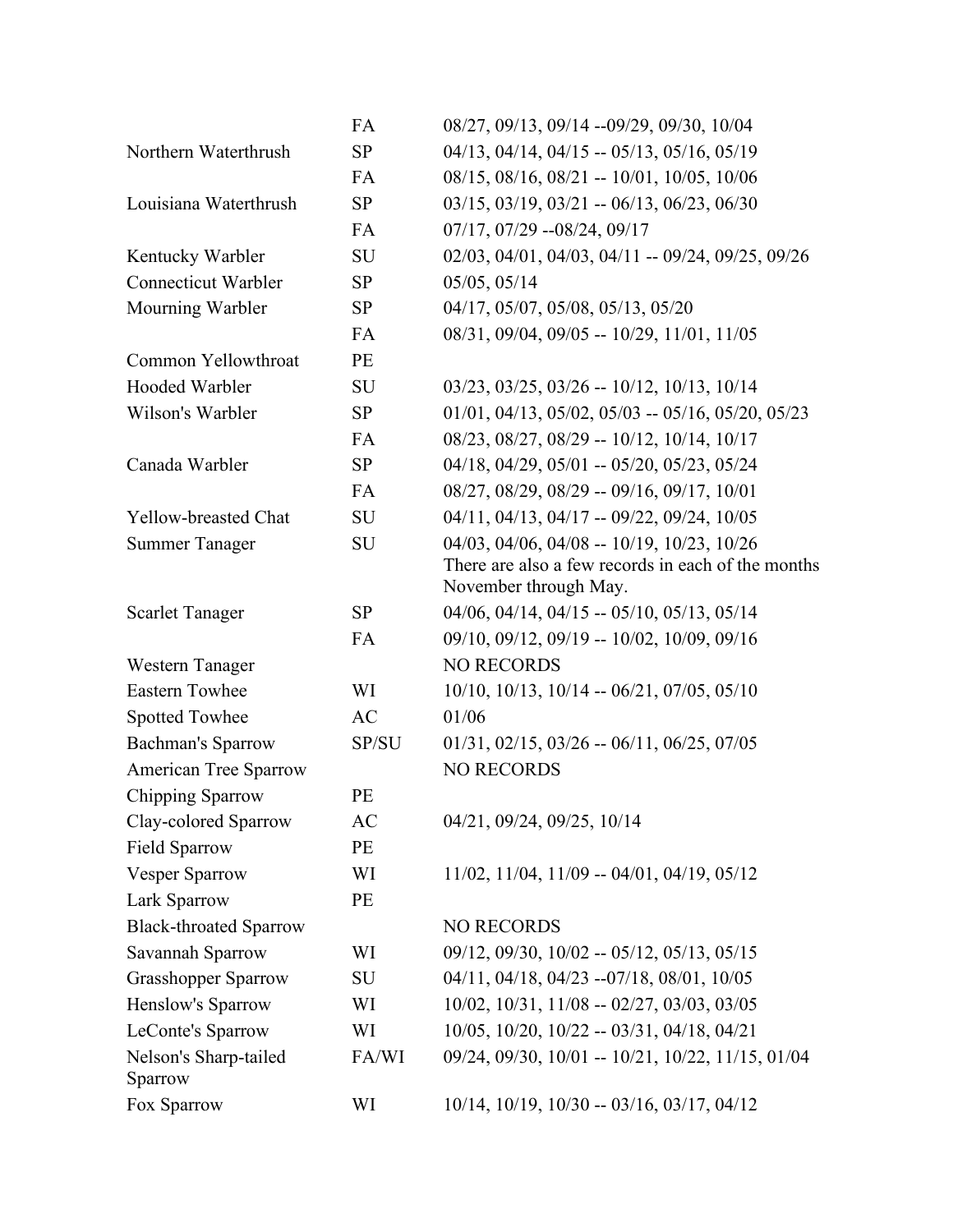| | | |
|---|---|---|
| | FA | 08/27, 09/13, 09/14 --09/29, 09/30, 10/04 |
| Northern Waterthrush | SP | 04/13, 04/14, 04/15 -- 05/13, 05/16, 05/19 |
| | FA | 08/15, 08/16, 08/21 -- 10/01, 10/05, 10/06 |
| Louisiana Waterthrush | SP | 03/15, 03/19, 03/21 -- 06/13, 06/23, 06/30 |
| | FA | 07/17, 07/29 --08/24, 09/17 |
| Kentucky Warbler | SU | 02/03, 04/01, 04/03, 04/11 -- 09/24, 09/25, 09/26 |
| Connecticut Warbler | SP | 05/05, 05/14 |
| Mourning Warbler | SP | 04/17, 05/07, 05/08, 05/13, 05/20 |
| | FA | 08/31, 09/04, 09/05 -- 10/29, 11/01, 11/05 |
| Common Yellowthroat | PE | |
| Hooded Warbler | SU | 03/23, 03/25, 03/26 -- 10/12, 10/13, 10/14 |
| Wilson's Warbler | SP | 01/01, 04/13, 05/02, 05/03 -- 05/16, 05/20, 05/23 |
| | FA | 08/23, 08/27, 08/29 -- 10/12, 10/14, 10/17 |
| Canada Warbler | SP | 04/18, 04/29, 05/01 -- 05/20, 05/23, 05/24 |
| | FA | 08/27, 08/29, 08/29 -- 09/16, 09/17, 10/01 |
| Yellow-breasted Chat | SU | 04/11, 04/13, 04/17 -- 09/22, 09/24, 10/05 |
| Summer Tanager | SU | 04/03, 04/06, 04/08 -- 10/19, 10/23, 10/26 There are also a few records in each of the months November through May. |
| Scarlet Tanager | SP | 04/06, 04/14, 04/15 -- 05/10, 05/13, 05/14 |
| | FA | 09/10, 09/12, 09/19 -- 10/02, 10/09, 09/16 |
| Western Tanager | | NO RECORDS |
| Eastern Towhee | WI | 10/10, 10/13, 10/14 -- 06/21, 07/05, 05/10 |
| Spotted Towhee | AC | 01/06 |
| Bachman's Sparrow | SP/SU | 01/31, 02/15, 03/26 -- 06/11, 06/25, 07/05 |
| American Tree Sparrow | | NO RECORDS |
| Chipping Sparrow | PE | |
| Clay-colored Sparrow | AC | 04/21, 09/24, 09/25, 10/14 |
| Field Sparrow | PE | |
| Vesper Sparrow | WI | 11/02, 11/04, 11/09 -- 04/01, 04/19, 05/12 |
| Lark Sparrow | PE | |
| Black-throated Sparrow | | NO RECORDS |
| Savannah Sparrow | WI | 09/12, 09/30, 10/02 -- 05/12, 05/13, 05/15 |
| Grasshopper Sparrow | SU | 04/11, 04/18, 04/23 --07/18, 08/01, 10/05 |
| Henslow's Sparrow | WI | 10/02, 10/31, 11/08 -- 02/27, 03/03, 03/05 |
| LeConte's Sparrow | WI | 10/05, 10/20, 10/22 -- 03/31, 04/18, 04/21 |
| Nelson's Sharp-tailed Sparrow | FA/WI | 09/24, 09/30, 10/01 -- 10/21, 10/22, 11/15, 01/04 |
| Fox Sparrow | WI | 10/14, 10/19, 10/30 -- 03/16, 03/17, 04/12 |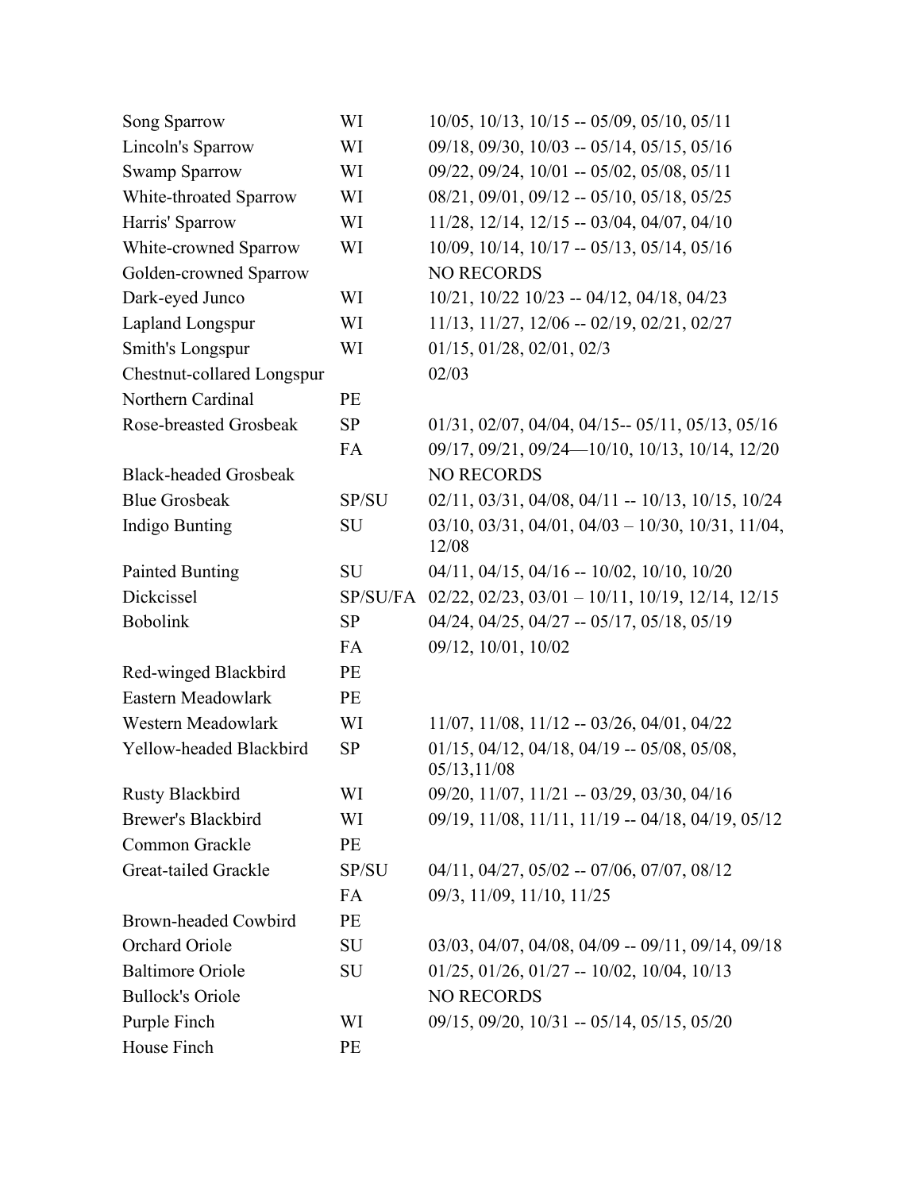| | | |
|---|---|---|
| Song Sparrow | WI | 10/05, 10/13, 10/15 -- 05/09, 05/10, 05/11 |
| Lincoln's Sparrow | WI | 09/18, 09/30, 10/03 -- 05/14, 05/15, 05/16 |
| Swamp Sparrow | WI | 09/22, 09/24, 10/01 -- 05/02, 05/08, 05/11 |
| White-throated Sparrow | WI | 08/21, 09/01, 09/12 -- 05/10, 05/18, 05/25 |
| Harris' Sparrow | WI | 11/28, 12/14, 12/15 -- 03/04, 04/07, 04/10 |
| White-crowned Sparrow | WI | 10/09, 10/14, 10/17 -- 05/13, 05/14, 05/16 |
| Golden-crowned Sparrow | | NO RECORDS |
| Dark-eyed Junco | WI | 10/21, 10/22 10/23 -- 04/12, 04/18, 04/23 |
| Lapland Longspur | WI | 11/13, 11/27, 12/06 -- 02/19, 02/21, 02/27 |
| Smith's Longspur | WI | 01/15, 01/28, 02/01, 02/3 |
| Chestnut-collared Longspur | | 02/03 |
| Northern Cardinal | PE | |
| Rose-breasted Grosbeak | SP | 01/31, 02/07, 04/04, 04/15-- 05/11, 05/13, 05/16 |
| | FA | 09/17, 09/21, 09/24—10/10, 10/13, 10/14, 12/20 |
| Black-headed Grosbeak | | NO RECORDS |
| Blue Grosbeak | SP/SU | 02/11, 03/31, 04/08, 04/11 -- 10/13, 10/15, 10/24 |
| Indigo Bunting | SU | 03/10, 03/31, 04/01, 04/03 – 10/30, 10/31, 11/04, 12/08 |
| Painted Bunting | SU | 04/11, 04/15, 04/16 -- 10/02, 10/10, 10/20 |
| Dickcissel | SP/SU/FA | 02/22, 02/23, 03/01 – 10/11, 10/19, 12/14, 12/15 |
| Bobolink | SP | 04/24, 04/25, 04/27 -- 05/17, 05/18, 05/19 |
| | FA | 09/12, 10/01, 10/02 |
| Red-winged Blackbird | PE | |
| Eastern Meadowlark | PE | |
| Western Meadowlark | WI | 11/07, 11/08, 11/12 -- 03/26, 04/01, 04/22 |
| Yellow-headed Blackbird | SP | 01/15, 04/12, 04/18, 04/19 -- 05/08, 05/08, 05/13,11/08 |
| Rusty Blackbird | WI | 09/20, 11/07, 11/21 -- 03/29, 03/30, 04/16 |
| Brewer's Blackbird | WI | 09/19, 11/08, 11/11, 11/19 -- 04/18, 04/19, 05/12 |
| Common Grackle | PE | |
| Great-tailed Grackle | SP/SU | 04/11, 04/27, 05/02 -- 07/06, 07/07, 08/12 |
| | FA | 09/3, 11/09, 11/10, 11/25 |
| Brown-headed Cowbird | PE | |
| Orchard Oriole | SU | 03/03, 04/07, 04/08, 04/09 -- 09/11, 09/14, 09/18 |
| Baltimore Oriole | SU | 01/25, 01/26, 01/27 -- 10/02, 10/04, 10/13 |
| Bullock's Oriole | | NO RECORDS |
| Purple Finch | WI | 09/15, 09/20, 10/31 -- 05/14, 05/15, 05/20 |
| House Finch | PE | |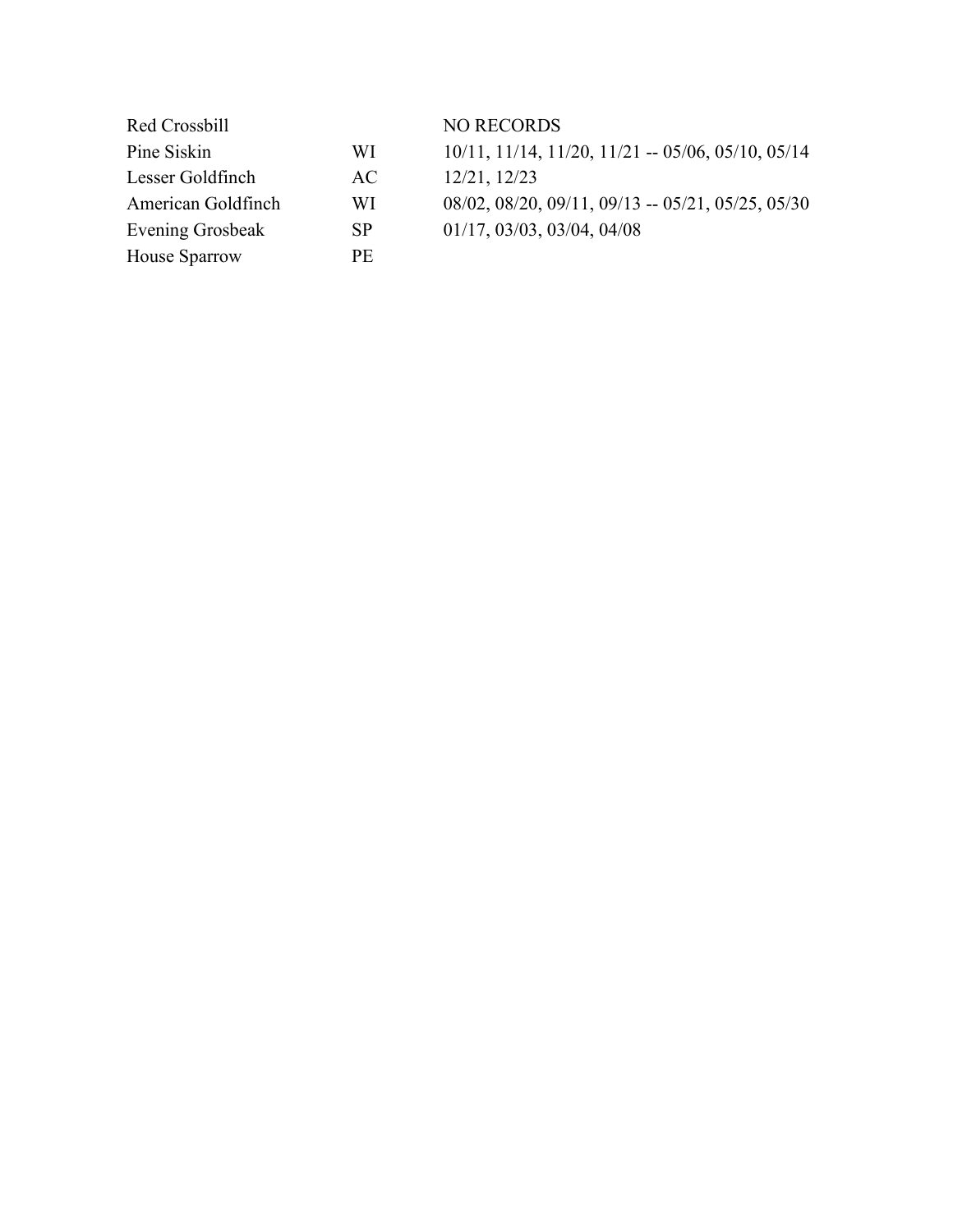| | | |
|---|---|---|
| Red Crossbill | | NO RECORDS |
| Pine Siskin | WI | 10/11, 11/14, 11/20, 11/21 -- 05/06, 05/10, 05/14 |
| Lesser Goldfinch | AC | 12/21, 12/23 |
| American Goldfinch | WI | 08/02, 08/20, 09/11, 09/13 -- 05/21, 05/25, 05/30 |
| Evening Grosbeak | SP | 01/17, 03/03, 03/04, 04/08 |
| House Sparrow | PE | |